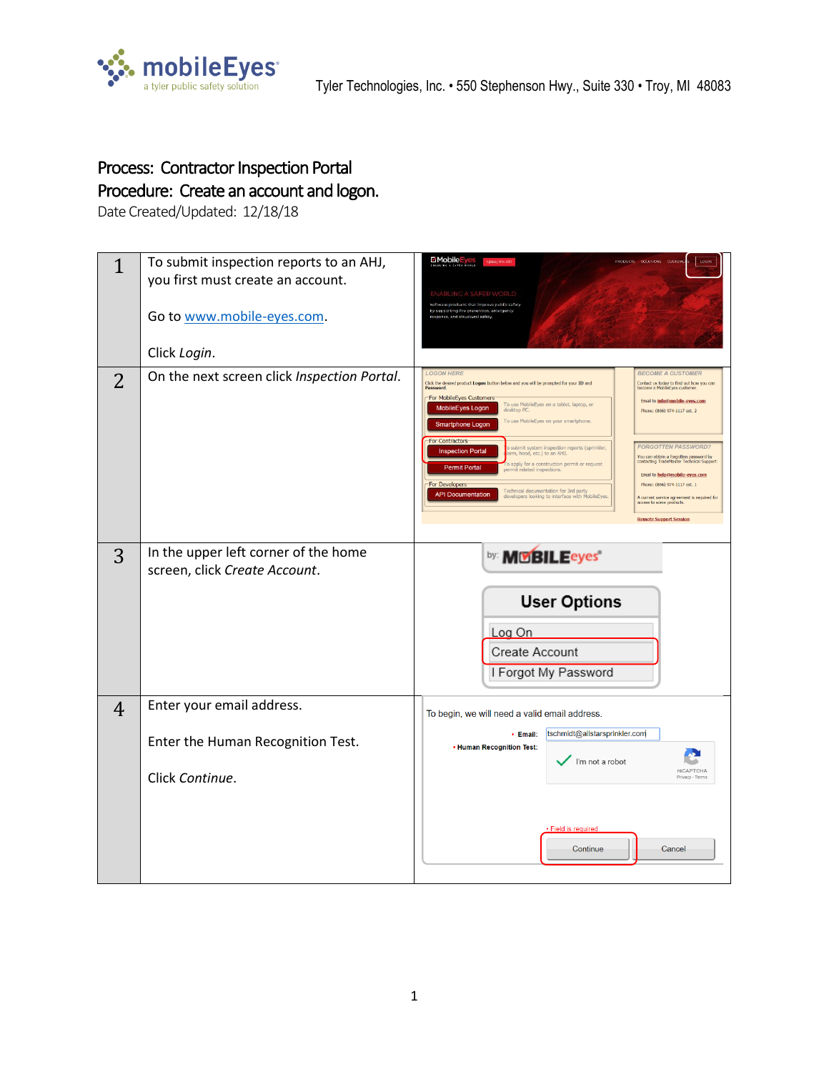mobileEyes
a tyler public safety solution

Tyler Technologies, Inc. • 550 Stephenson Hwy., Suite 330 • Troy, MI 48083

## Process: Contractor Inspection Portal
## Procedure: Create an account and logon.

Date Created/Updated: 12/18/18

| | | |
|---|---|---|
| 1 | To submit inspection reports to an AHJ, you first must create an account.<br><br>Go to www.mobile-eyes.com.<br><br>Click *Login*. | |
| 2 | On the next screen click *Inspection Portal*. | |
| 3 | In the upper left corner of the home screen, click *Create Account*. | |
| 4 | Enter your email address.<br><br>Enter the Human Recognition Test.<br><br>Click *Continue*. | |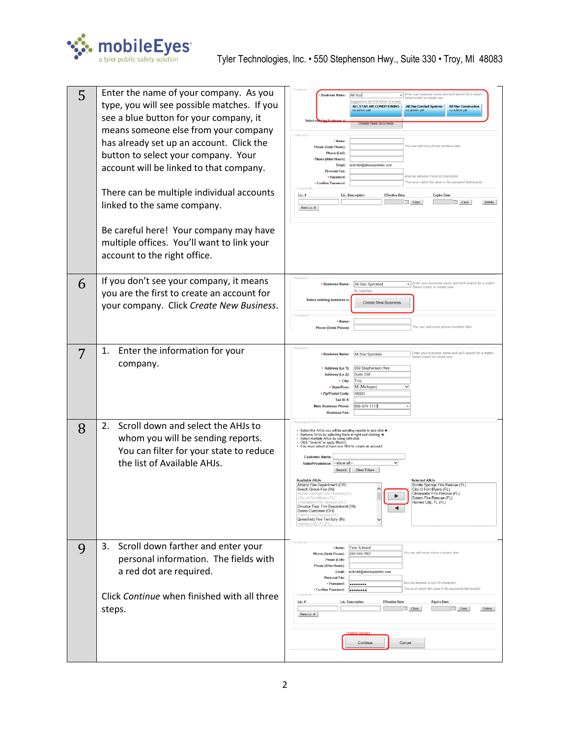| | | |
|---|---|---|
| 5 | Enter the name of your company. As you type, you will see possible matches. If you see a blue button for your company, it means someone else from your company has already set up an account. Click the button to select your company. Your account will be linked to that company.<br><br>There can be multiple individual accounts linked to the same company.<br><br>Be careful here! Your company may have multiple offices. You'll want to link your account to the right office. | |
| 6 | If you don't see your company, it means you are the first to create an account for your company. Click *Create New Business*. | |
| 7 | 1. Enter the information for your company. | |
| 8 | 2. Scroll down and select the AHJs to whom you will be sending reports. You can filter for your state to reduce the list of Available AHJs. | |
| 9 | 3. Scroll down farther and enter your personal information. The fields with a red dot are required.<br><br>Click *Continue* when finished with all three steps. | |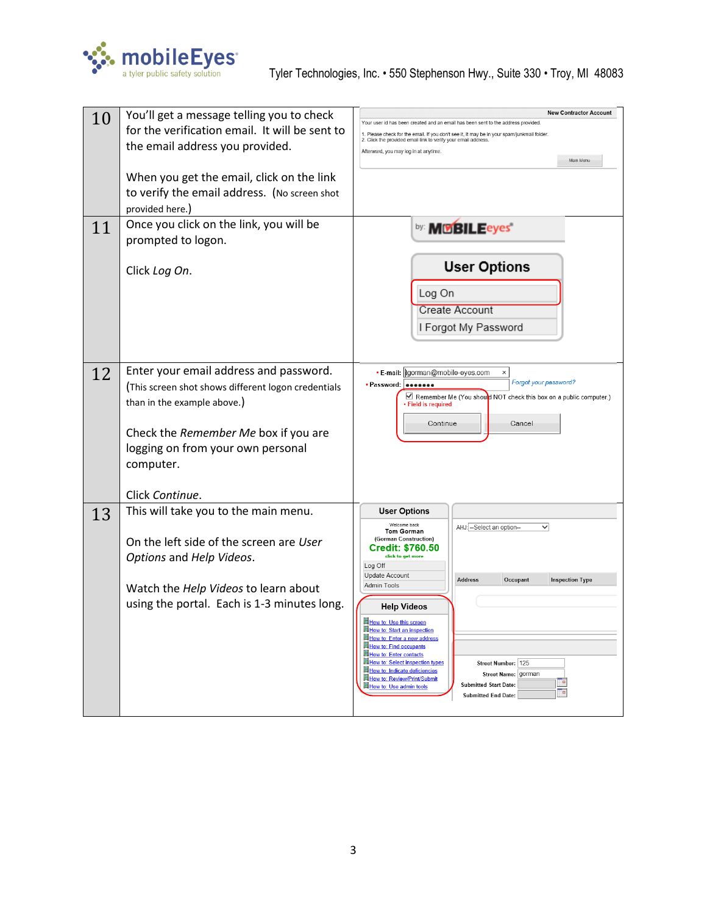| | | |
|---|---|---|
| 10 | You'll get a message telling you to check for the verification email. It will be sent to the email address you provided.<br><br>When you get the email, click on the link to verify the email address. (No screen shot provided here.) | **New Contractor Account**<br>Your user id has been created and an email has been sent to the address provided.<br>1. Please check for the email. If you don't see it, it may be in your spam/junkmail folder.<br>2. Click the provided email link to verify your email address.<br>Afterward, you may log in at anytime.<br>Main Menu |
| 11 | Once you click on the link, you will be prompted to logon.<br><br>Click *Log On*. | by: MOBILEeyes<br>**User Options**<br>Log On<br>Create Account<br>I Forgot My Password |
| 12 | Enter your email address and password. (This screen shot shows different logon credentials than in the example above.)<br><br>Check the *Remember Me* box if you are logging on from your own personal computer.<br><br>Click *Continue*. | • E-mail: tgorman@mobile-eyes.com<br>• Password: •••••••  *Forgot your password?*<br>☑ Remember Me (You should NOT check this box on a public computer.)<br>• Field is required<br>Continue   Cancel |
| 13 | This will take you to the main menu.<br><br>On the left side of the screen are *User Options* and *Help Videos*.<br><br>Watch the *Help Videos* to learn about using the portal. Each is 1-3 minutes long. | **User Options**<br>Welcome back<br>Tom Gorman<br>(Gorman Construction)<br>Credit: $760.50<br>click to get more<br>Log Off<br>Update Account<br>Admin Tools<br>**Help Videos**<br>How to: Use this screen<br>How to: Start an inspection<br>How to: Enter a new address<br>How to: Find occupants<br>How to: Enter contacts<br>How to: Select inspection types<br>How to: Indicate deficiencies<br>How to: Review/Print/Submit<br>How to: Use admin tools<br>AHJ: --Select an option--<br>Address / Occupant / Inspection Type<br>Street Number: 125<br>Street Name: gorman<br>Submitted Start Date:<br>Submitted End Date: |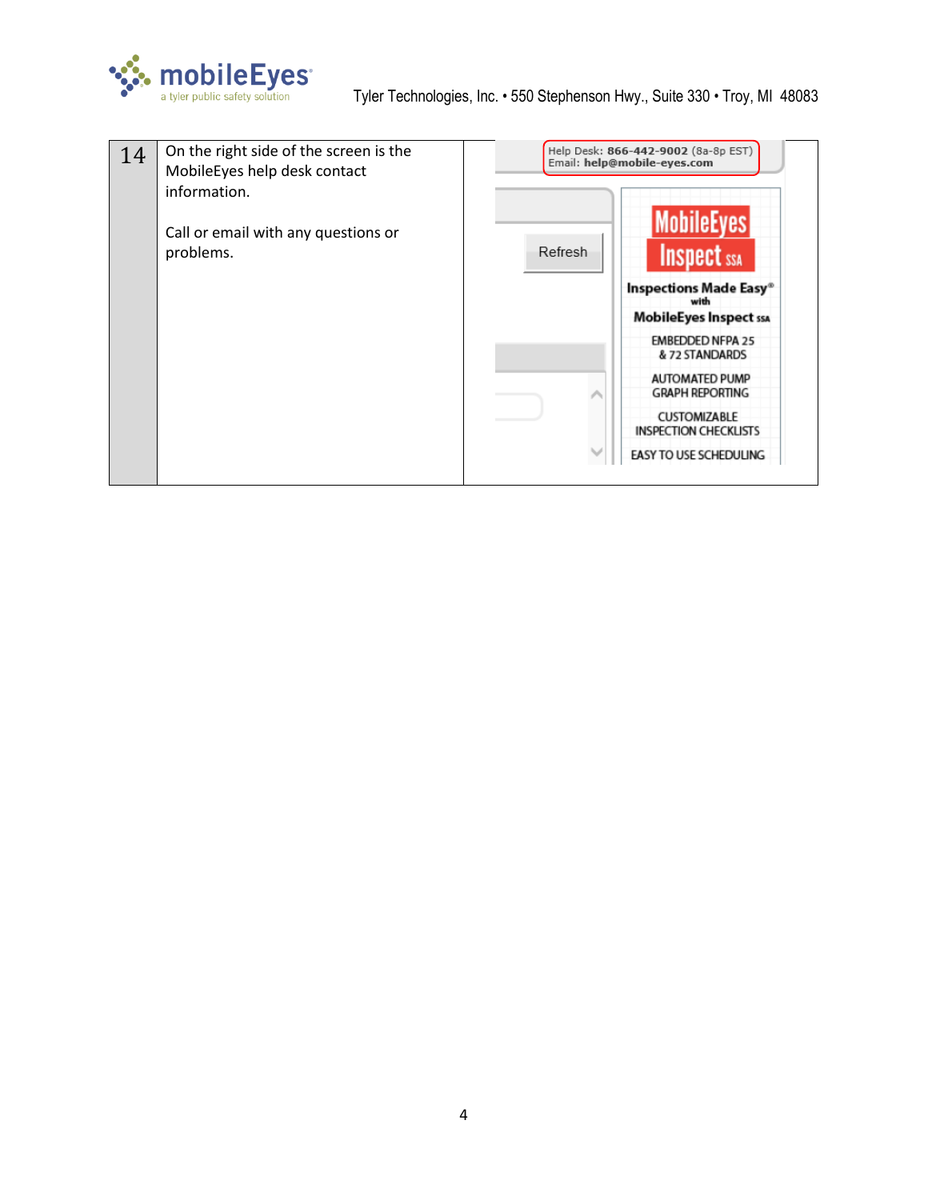| | | |
|---|---|---|
| 14 | On the right side of the screen is the MobileEyes help desk contact information.<br><br>Call or email with any questions or problems. | Help Desk: 866-442-9002 (8a-8p EST)<br>Email: help@mobile-eyes.com<br><br>Refresh<br><br>MobileEyes Inspect SSA<br>Inspections Made Easy® with MobileEyes Inspect SSA<br>EMBEDDED NFPA 25 & 72 STANDARDS<br>AUTOMATED PUMP GRAPH REPORTING<br>CUSTOMIZABLE INSPECTION CHECKLISTS<br>EASY TO USE SCHEDULING |